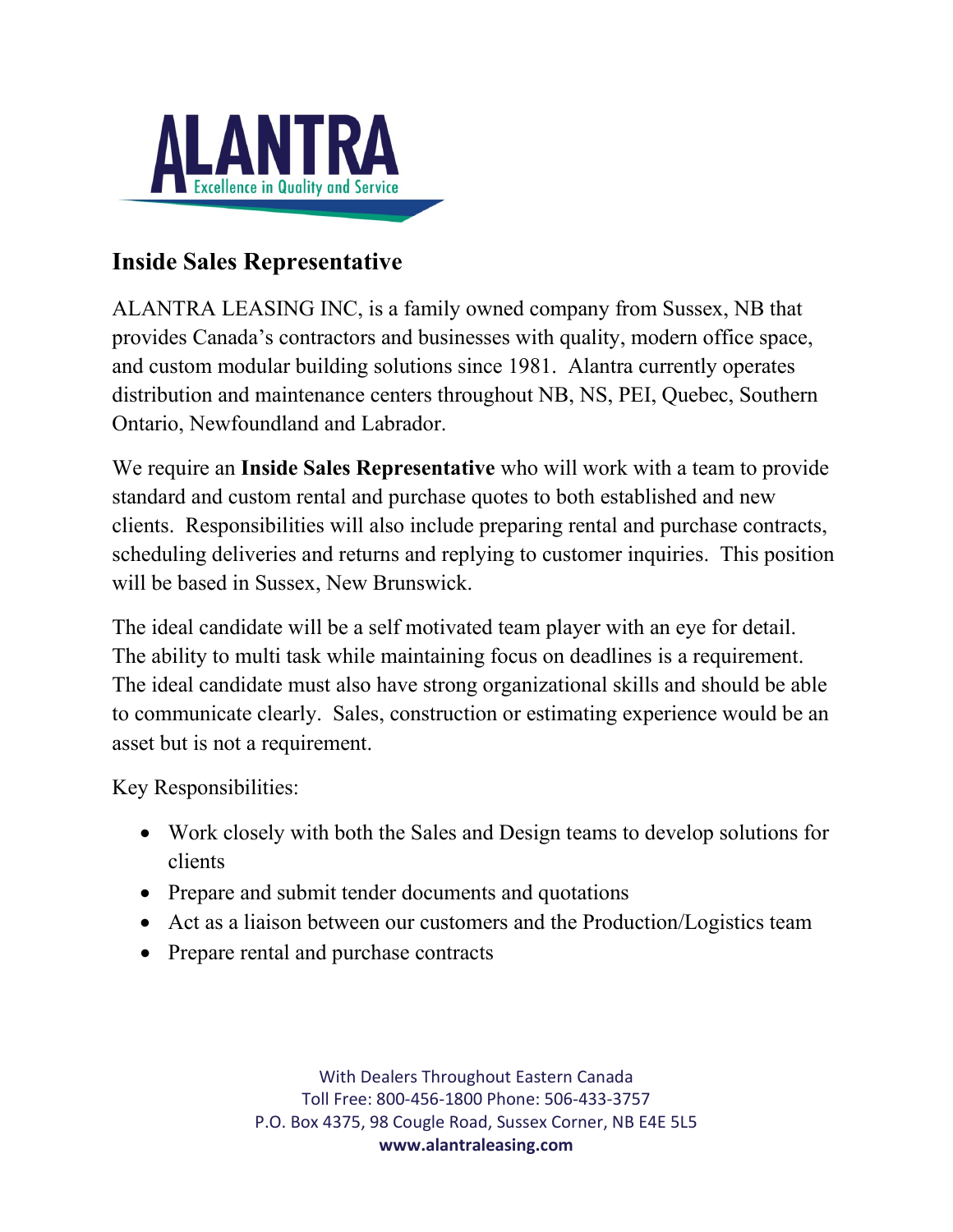ALANTRA
Excellence in Quality and Service

## Inside Sales Representative

ALANTRA LEASING INC, is a family owned company from Sussex, NB that provides Canada's contractors and businesses with quality, modern office space, and custom modular building solutions since 1981. Alantra currently operates distribution and maintenance centers throughout NB, NS, PEI, Quebec, Southern Ontario, Newfoundland and Labrador.

We require an **Inside Sales Representative** who will work with a team to provide standard and custom rental and purchase quotes to both established and new clients. Responsibilities will also include preparing rental and purchase contracts, scheduling deliveries and returns and replying to customer inquiries. This position will be based in Sussex, New Brunswick.

The ideal candidate will be a self motivated team player with an eye for detail. The ability to multi task while maintaining focus on deadlines is a requirement. The ideal candidate must also have strong organizational skills and should be able to communicate clearly. Sales, construction or estimating experience would be an asset but is not a requirement.

Key Responsibilities:

- Work closely with both the Sales and Design teams to develop solutions for clients
- Prepare and submit tender documents and quotations
- Act as a liaison between our customers and the Production/Logistics team
- Prepare rental and purchase contracts

With Dealers Throughout Eastern Canada
Toll Free: 800-456-1800 Phone: 506-433-3757
P.O. Box 4375, 98 Cougle Road, Sussex Corner, NB E4E 5L5
**www.alantraleasing.com**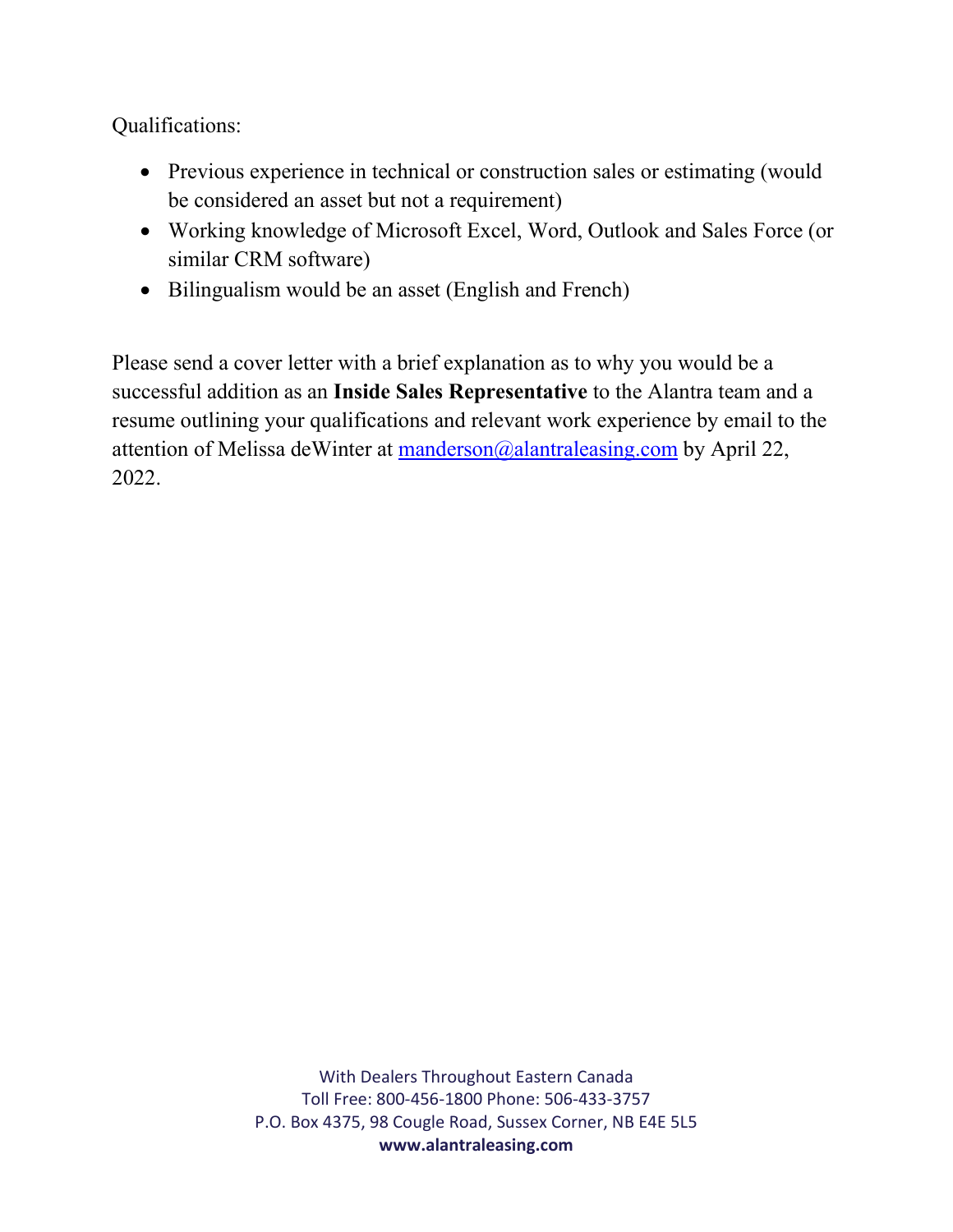Qualifications:

- Previous experience in technical or construction sales or estimating (would be considered an asset but not a requirement)
- Working knowledge of Microsoft Excel, Word, Outlook and Sales Force (or similar CRM software)
- Bilingualism would be an asset (English and French)

Please send a cover letter with a brief explanation as to why you would be a successful addition as an **Inside Sales Representative** to the Alantra team and a resume outlining your qualifications and relevant work experience by email to the attention of Melissa deWinter at manderson@alantraleasing.com by April 22, 2022.

With Dealers Throughout Eastern Canada
Toll Free: 800-456-1800 Phone: 506-433-3757
P.O. Box 4375, 98 Cougle Road, Sussex Corner, NB E4E 5L5
**www.alantraleasing.com**